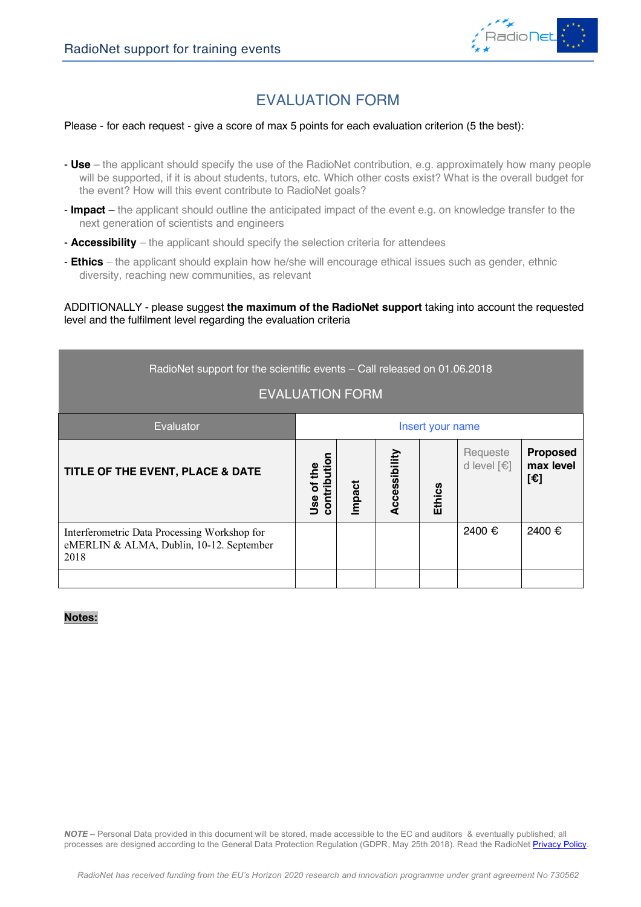# EVALUATION FORM

Please - for each request - give a score of max 5 points for each evaluation criterion (5 the best):

- **Use** – the applicant should specify the use of the RadioNet contribution, e.g. approximately how many people will be supported, if it is about students, tutors, etc. Which other costs exist? What is the overall budget for the event? How will this event contribute to RadioNet goals?
- **Impact –** the applicant should outline the anticipated impact of the event e.g. on knowledge transfer to the next generation of scientists and engineers
- **Accessibility** – the applicant should specify the selection criteria for attendees
- **Ethics** – the applicant should explain how he/she will encourage ethical issues such as gender, ethnic diversity, reaching new communities, as relevant

ADDITIONALLY - please suggest **the maximum of the RadioNet support** taking into account the requested level and the fulfilment level regarding the evaluation criteria

RadioNet support for the scientific events – Call released on 01.06.2018

EVALUATION FORM

| Evaluator | Insert your name | | | | | |
|---|---|---|---|---|---|---|
| **TITLE OF THE EVENT, PLACE & DATE** | **Use of the contribution** | **Impact** | **Accessibility** | **Ethics** | Requested level [€] | **Proposed max level [€]** |
| Interferometric Data Processing Workshop for eMERLIN & ALMA, Dublin, 10-12. September 2018 | | | | | 2400 € | 2400 € |
| | | | | | | |

**Notes:**

*NOTE* – Personal Data provided in this document will be stored, made accessible to the EC and auditors & eventually published; all processes are designed according to the General Data Protection Regulation (GDPR, May 25th 2018). Read the RadioNet Privacy Policy.

*RadioNet has received funding from the EU's Horizon 2020 research and innovation programme under grant agreement No 730562*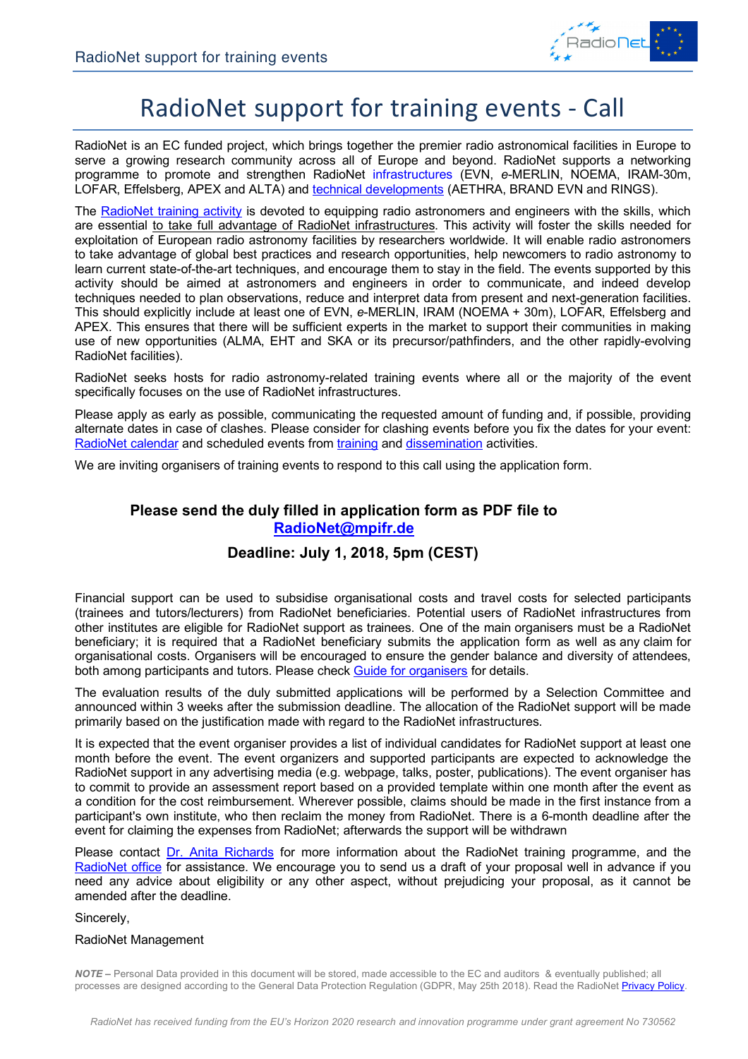# RadioNet support for training events - Call

RadioNet is an EC funded project, which brings together the premier radio astronomical facilities in Europe to serve a growing research community across all of Europe and beyond. RadioNet supports a networking programme to promote and strengthen RadioNet infrastructures (EVN, *e*-MERLIN, NOEMA, IRAM-30m, LOFAR, Effelsberg, APEX and ALTA) and technical developments (AETHRA, BRAND EVN and RINGS).

The RadioNet training activity is devoted to equipping radio astronomers and engineers with the skills, which are essential to take full advantage of RadioNet infrastructures. This activity will foster the skills needed for exploitation of European radio astronomy facilities by researchers worldwide. It will enable radio astronomers to take advantage of global best practices and research opportunities, help newcomers to radio astronomy to learn current state-of-the-art techniques, and encourage them to stay in the field. The events supported by this activity should be aimed at astronomers and engineers in order to communicate, and indeed develop techniques needed to plan observations, reduce and interpret data from present and next-generation facilities. This should explicitly include at least one of EVN, *e*-MERLIN, IRAM (NOEMA + 30m), LOFAR, Effelsberg and APEX. This ensures that there will be sufficient experts in the market to support their communities in making use of new opportunities (ALMA, EHT and SKA or its precursor/pathfinders, and the other rapidly-evolving RadioNet facilities).

RadioNet seeks hosts for radio astronomy-related training events where all or the majority of the event specifically focuses on the use of RadioNet infrastructures.

Please apply as early as possible, communicating the requested amount of funding and, if possible, providing alternate dates in case of clashes. Please consider for clashing events before you fix the dates for your event: RadioNet calendar and scheduled events from training and dissemination activities.

We are inviting organisers of training events to respond to this call using the application form.

**Please send the duly filled in application form as PDF file to RadioNet@mpifr.de**

**Deadline: July 1, 2018, 5pm (CEST)**

Financial support can be used to subsidise organisational costs and travel costs for selected participants (trainees and tutors/lecturers) from RadioNet beneficiaries. Potential users of RadioNet infrastructures from other institutes are eligible for RadioNet support as trainees. One of the main organisers must be a RadioNet beneficiary; it is required that a RadioNet beneficiary submits the application form as well as any claim for organisational costs. Organisers will be encouraged to ensure the gender balance and diversity of attendees, both among participants and tutors. Please check Guide for organisers for details.

The evaluation results of the duly submitted applications will be performed by a Selection Committee and announced within 3 weeks after the submission deadline. The allocation of the RadioNet support will be made primarily based on the justification made with regard to the RadioNet infrastructures.

It is expected that the event organiser provides a list of individual candidates for RadioNet support at least one month before the event. The event organizers and supported participants are expected to acknowledge the RadioNet support in any advertising media (e.g. webpage, talks, poster, publications). The event organiser has to commit to provide an assessment report based on a provided template within one month after the event as a condition for the cost reimbursement. Wherever possible, claims should be made in the first instance from a participant's own institute, who then reclaim the money from RadioNet. There is a 6-month deadline after the event for claiming the expenses from RadioNet; afterwards the support will be withdrawn

Please contact Dr. Anita Richards for more information about the RadioNet training programme, and the RadioNet office for assistance. We encourage you to send us a draft of your proposal well in advance if you need any advice about eligibility or any other aspect, without prejudicing your proposal, as it cannot be amended after the deadline.

Sincerely,

RadioNet Management

***NOTE*** *–* Personal Data provided in this document will be stored, made accessible to the EC and auditors & eventually published; all processes are designed according to the General Data Protection Regulation (GDPR, May 25th 2018). Read the RadioNet Privacy Policy.

*RadioNet has received funding from the EU's Horizon 2020 research and innovation programme under grant agreement No 730562*